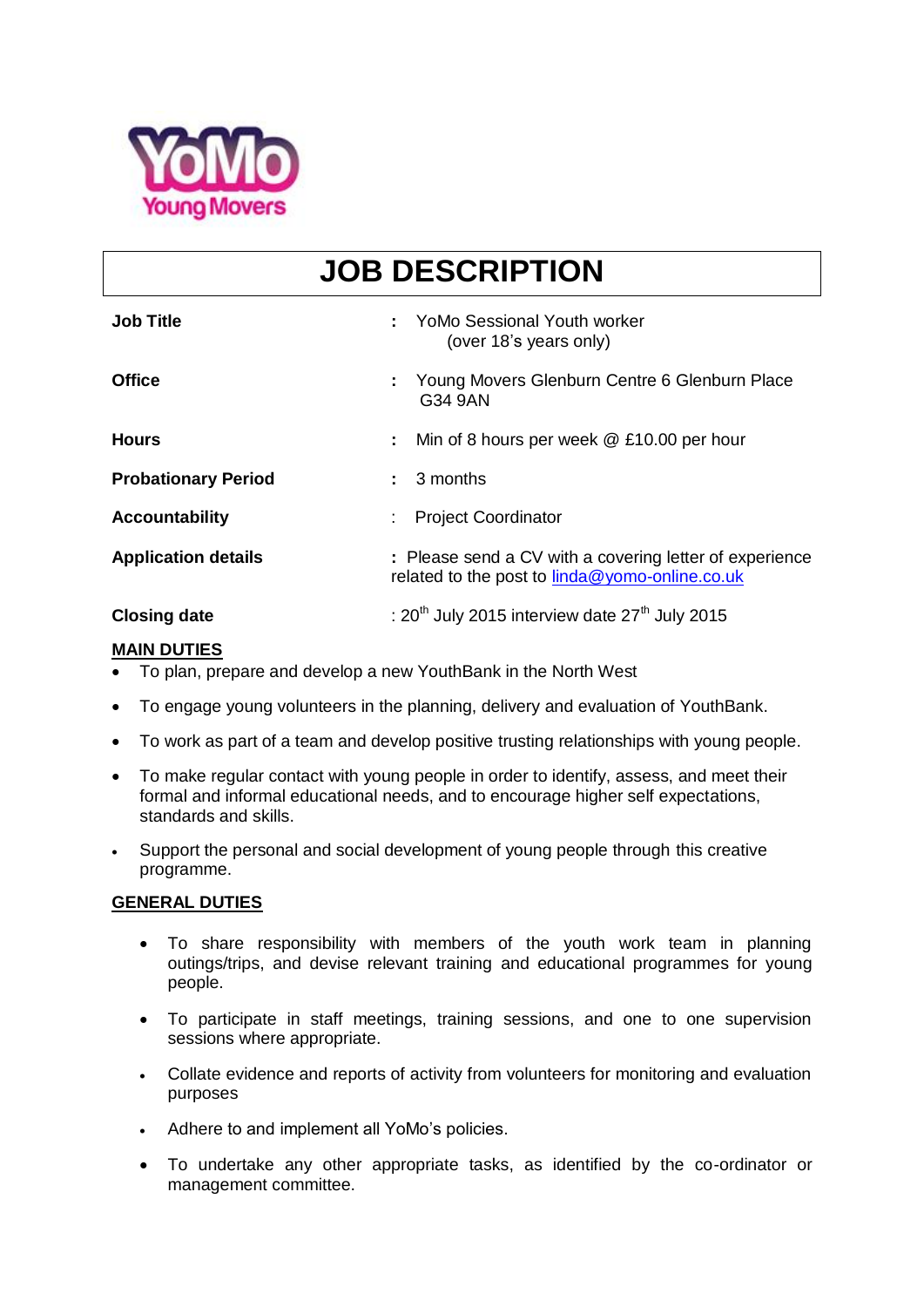YoMo
Young Movers

# JOB DESCRIPTION

| | |
|---|---|
| **Job Title** | : YoMo Sessional Youth worker (over 18's years only) |
| **Office** | : Young Movers Glenburn Centre 6 Glenburn Place G34 9AN |
| **Hours** | : Min of 8 hours per week @ £10.00 per hour |
| **Probationary Period** | : 3 months |
| **Accountability** | : Project Coordinator |
| **Application details** | : Please send a CV with a covering letter of experience related to the post to linda@yomo-online.co.uk |
| **Closing date** | : 20th July 2015 interview date 27th July 2015 |

**MAIN DUTIES**

- To plan, prepare and develop a new YouthBank in the North West
- To engage young volunteers in the planning, delivery and evaluation of YouthBank.
- To work as part of a team and develop positive trusting relationships with young people.
- To make regular contact with young people in order to identify, assess, and meet their formal and informal educational needs, and to encourage higher self expectations, standards and skills.
- Support the personal and social development of young people through this creative programme.

**GENERAL DUTIES**

- To share responsibility with members of the youth work team in planning outings/trips, and devise relevant training and educational programmes for young people.
- To participate in staff meetings, training sessions, and one to one supervision sessions where appropriate.
- Collate evidence and reports of activity from volunteers for monitoring and evaluation purposes
- Adhere to and implement all YoMo's policies.
- To undertake any other appropriate tasks, as identified by the co-ordinator or management committee.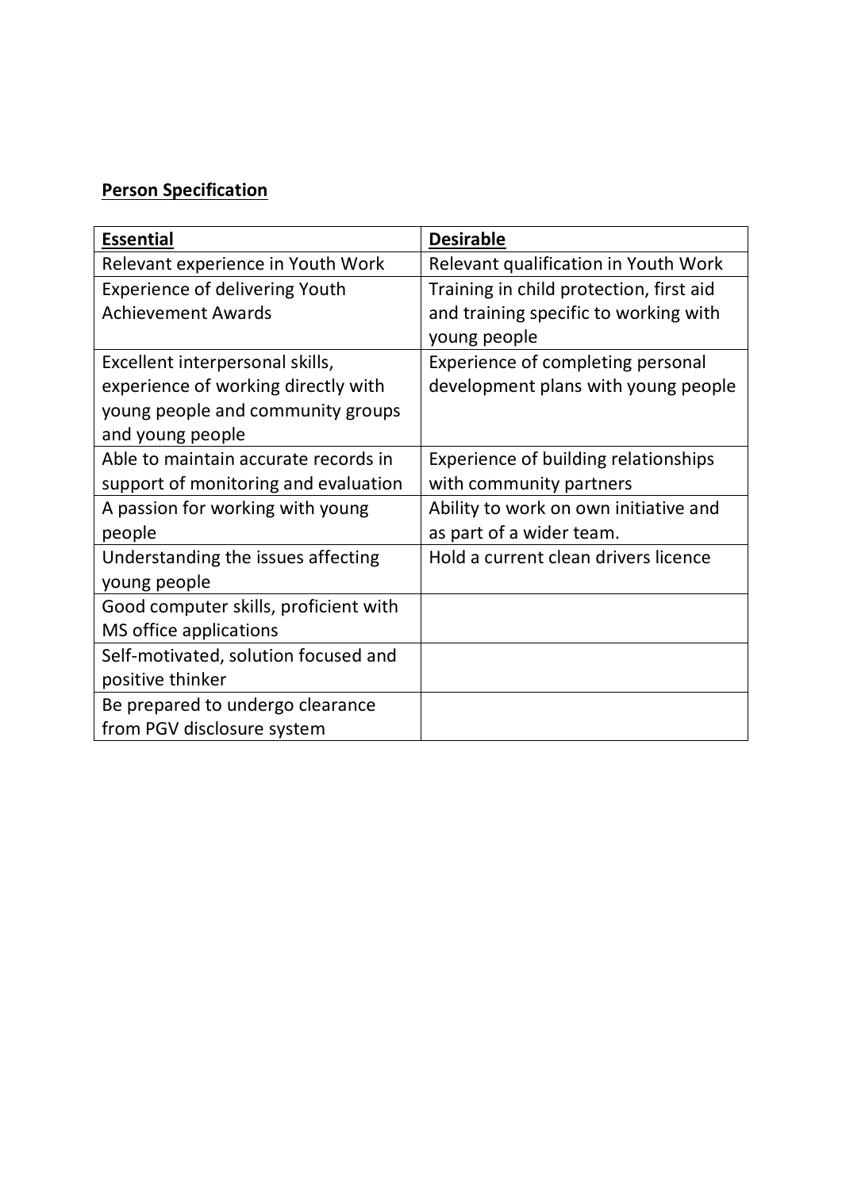**Person Specification**

| **Essential** | **Desirable** |
| --- | --- |
| Relevant experience in Youth Work | Relevant qualification in Youth Work |
| Experience of delivering Youth Achievement Awards | Training in child protection, first aid and training specific to working with young people |
| Excellent interpersonal skills, experience of working directly with young people and community groups and young people | Experience of completing personal development plans with young people |
| Able to maintain accurate records in support of monitoring and evaluation | Experience of building relationships with community partners |
| A passion for working with young people | Ability to work on own initiative and as part of a wider team. |
| Understanding the issues affecting young people | Hold a current clean drivers licence |
| Good computer skills, proficient with MS office applications | |
| Self-motivated, solution focused and positive thinker | |
| Be prepared to undergo clearance from PGV disclosure system | |